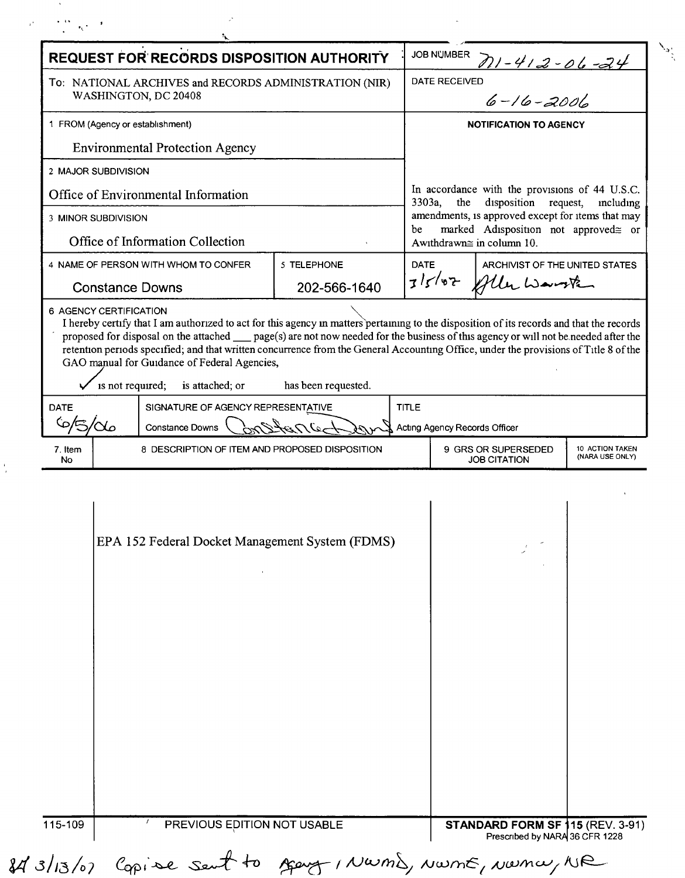# REQUEST FOR RECORDS DISPOSITION AUTHORITY

JOB NUMBER: N1-412-06-24

To: NATIONAL ARCHIVES and RECORDS ADMINISTRATION (NIR)
WASHINGTON, DC 20408

DATE RECEIVED: 6-16-2006

1 FROM (Agency or establishment)
Environmental Protection Agency

2 MAJOR SUBDIVISION
Office of Environmental Information

3 MINOR SUBDIVISION
Office of Information Collection

4 NAME OF PERSON WITH WHOM TO CONFER: Constance Downs

5 TELEPHONE: 202-566-1640

**NOTIFICATION TO AGENCY**

In accordance with the provisions of 44 U.S.C. 3303a, the disposition request, including amendments, is approved except for items that may be marked Adisposition not approved≅ or Awithdrawn≅ in column 10.

DATE: 3/5/07

ARCHIVIST OF THE UNITED STATES: Allen Weinstein

6 AGENCY CERTIFICATION

I hereby certify that I am authorized to act for this agency in matters pertaining to the disposition of its records and that the records proposed for disposal on the attached ___ page(s) are not now needed for the business of this agency or will not be needed after the retention periods specified; and that written concurrence from the General Accounting Office, under the provisions of Title 8 of the GAO manual for Guidance of Federal Agencies,

✓ is not required; is attached; or has been requested.

| DATE | SIGNATURE OF AGENCY REPRESENTATIVE | TITLE |
|---|---|---|
| 6/5/06 | Constance Downs (signature) | Acting Agency Records Officer |

| 7. Item No | 8 DESCRIPTION OF ITEM AND PROPOSED DISPOSITION | 9 GRS OR SUPERSEDED JOB CITATION | 10 ACTION TAKEN (NARA USE ONLY) |
|---|---|---|---|
| | EPA 152 Federal Docket Management System (FDMS) | | |

115-109 PREVIOUS EDITION NOT USABLE

**STANDARD FORM SF 115** (REV. 3-91)
Prescribed by NARA 36 CFR 1228

84 3/13/07 Copies sent to Agency, NWMD, NWME, NWMW, NR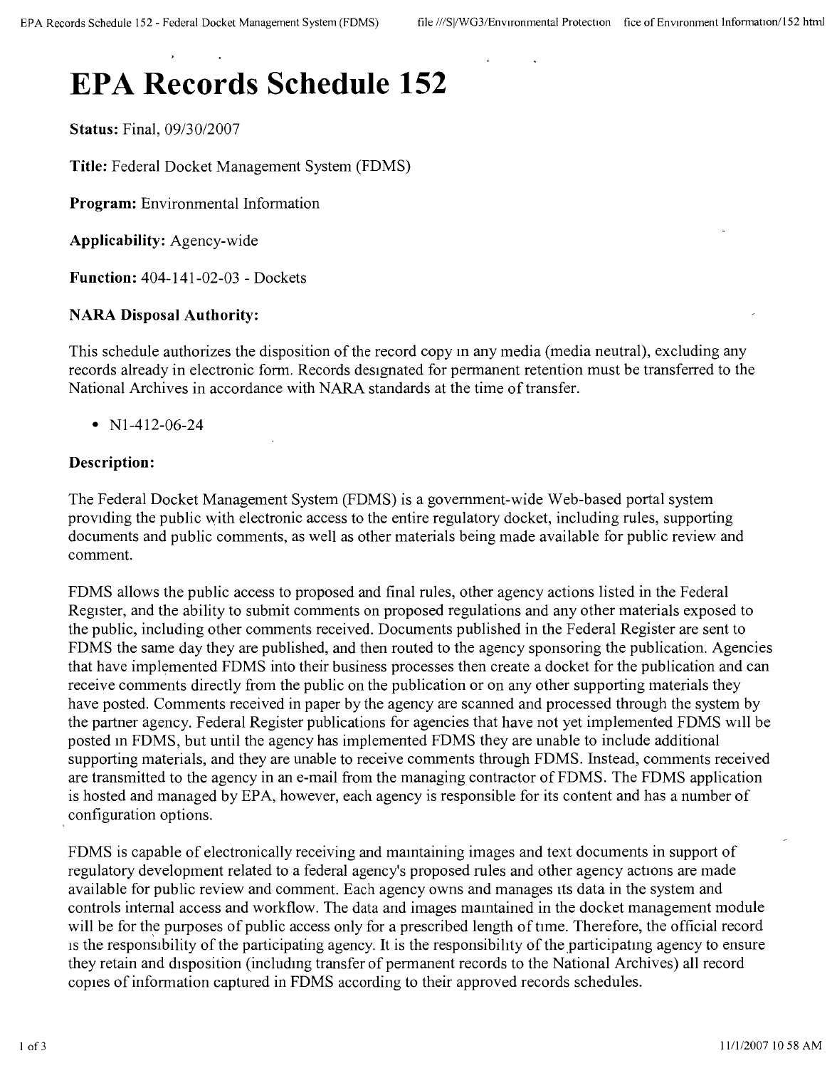# EPA Records Schedule 152

**Status:** Final, 09/30/2007

**Title:** Federal Docket Management System (FDMS)

**Program:** Environmental Information

**Applicability:** Agency-wide

**Function:** 404-141-02-03 - Dockets

**NARA Disposal Authority:**

This schedule authorizes the disposition of the record copy in any media (media neutral), excluding any records already in electronic form. Records designated for permanent retention must be transferred to the National Archives in accordance with NARA standards at the time of transfer.

- N1-412-06-24

**Description:**

The Federal Docket Management System (FDMS) is a government-wide Web-based portal system providing the public with electronic access to the entire regulatory docket, including rules, supporting documents and public comments, as well as other materials being made available for public review and comment.

FDMS allows the public access to proposed and final rules, other agency actions listed in the Federal Register, and the ability to submit comments on proposed regulations and any other materials exposed to the public, including other comments received. Documents published in the Federal Register are sent to FDMS the same day they are published, and then routed to the agency sponsoring the publication. Agencies that have implemented FDMS into their business processes then create a docket for the publication and can receive comments directly from the public on the publication or on any other supporting materials they have posted. Comments received in paper by the agency are scanned and processed through the system by the partner agency. Federal Register publications for agencies that have not yet implemented FDMS will be posted in FDMS, but until the agency has implemented FDMS they are unable to include additional supporting materials, and they are unable to receive comments through FDMS. Instead, comments received are transmitted to the agency in an e-mail from the managing contractor of FDMS. The FDMS application is hosted and managed by EPA, however, each agency is responsible for its content and has a number of configuration options.

FDMS is capable of electronically receiving and maintaining images and text documents in support of regulatory development related to a federal agency's proposed rules and other agency actions are made available for public review and comment. Each agency owns and manages its data in the system and controls internal access and workflow. The data and images maintained in the docket management module will be for the purposes of public access only for a prescribed length of time. Therefore, the official record is the responsibility of the participating agency. It is the responsibility of the participating agency to ensure they retain and disposition (including transfer of permanent records to the National Archives) all record copies of information captured in FDMS according to their approved records schedules.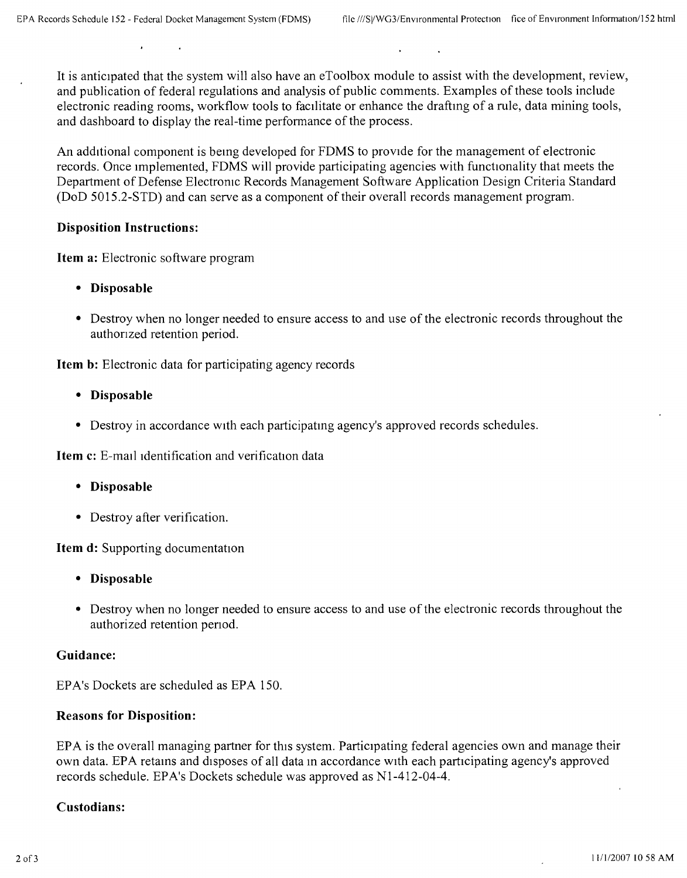It is anticipated that the system will also have an eToolbox module to assist with the development, review, and publication of federal regulations and analysis of public comments. Examples of these tools include electronic reading rooms, workflow tools to facilitate or enhance the drafting of a rule, data mining tools, and dashboard to display the real-time performance of the process.

An additional component is being developed for FDMS to provide for the management of electronic records. Once implemented, FDMS will provide participating agencies with functionality that meets the Department of Defense Electronic Records Management Software Application Design Criteria Standard (DoD 5015.2-STD) and can serve as a component of their overall records management program.

### Disposition Instructions:

**Item a:** Electronic software program

- **Disposable**
- Destroy when no longer needed to ensure access to and use of the electronic records throughout the authorized retention period.

**Item b:** Electronic data for participating agency records

- **Disposable**
- Destroy in accordance with each participating agency's approved records schedules.

**Item c:** E-mail identification and verification data

- **Disposable**
- Destroy after verification.

**Item d:** Supporting documentation

- **Disposable**
- Destroy when no longer needed to ensure access to and use of the electronic records throughout the authorized retention period.

### Guidance:

EPA's Dockets are scheduled as EPA 150.

### Reasons for Disposition:

EPA is the overall managing partner for this system. Participating federal agencies own and manage their own data. EPA retains and disposes of all data in accordance with each participating agency's approved records schedule. EPA's Dockets schedule was approved as N1-412-04-4.

### Custodians: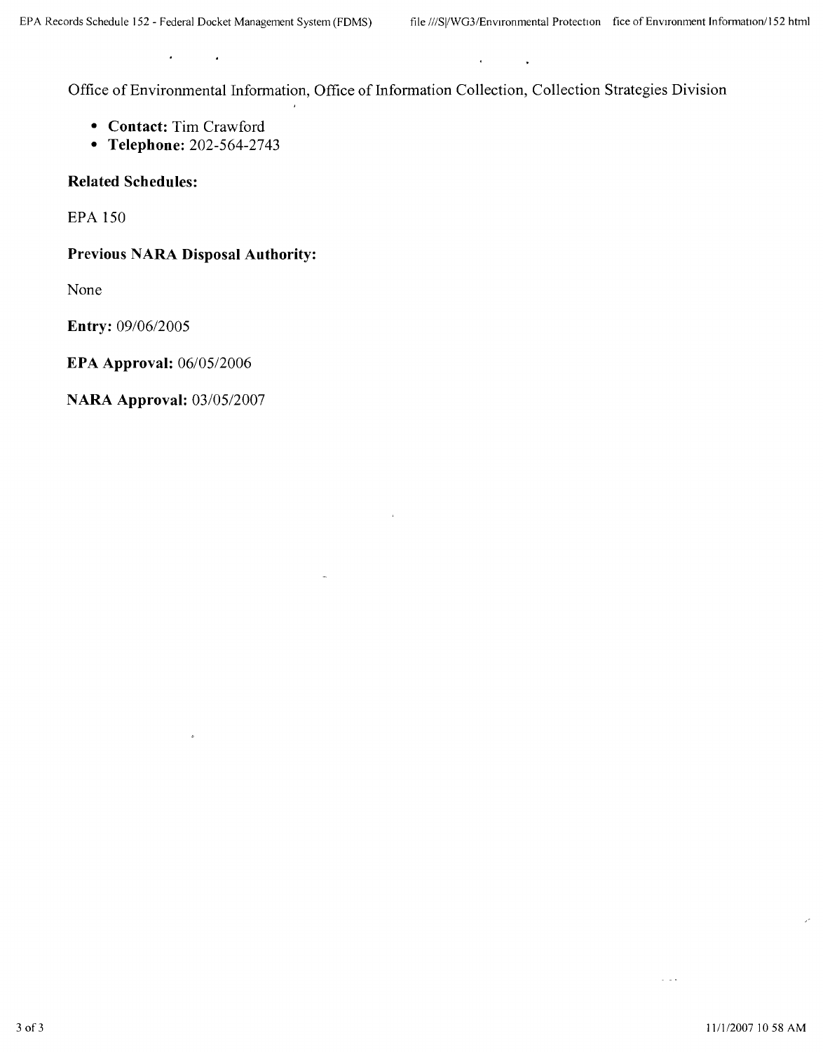Office of Environmental Information, Office of Information Collection, Collection Strategies Division

- **Contact:** Tim Crawford
- **Telephone:** 202-564-2743

**Related Schedules:**

EPA 150

**Previous NARA Disposal Authority:**

None

**Entry:** 09/06/2005

**EPA Approval:** 06/05/2006

**NARA Approval:** 03/05/2007